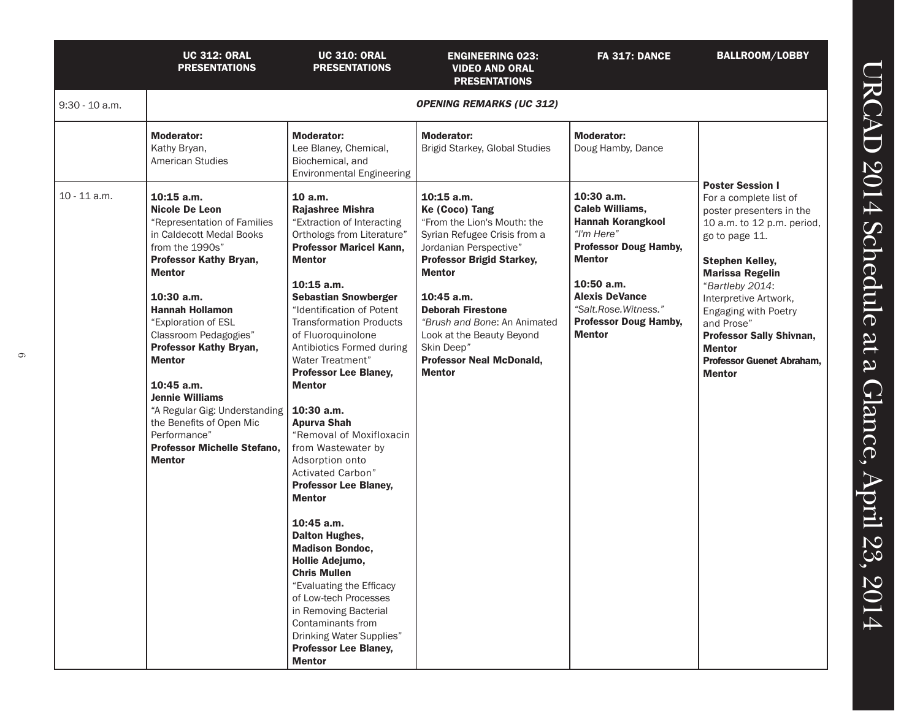# URCAD 2014 Schedule at a Glance, April 23, 2014

| | UC 312: ORAL PRESENTATIONS | UC 310: ORAL PRESENTATIONS | ENGINEERING 023: VIDEO AND ORAL PRESENTATIONS | FA 317: DANCE | BALLROOM/LOBBY |
|---|---|---|---|---|---|
| 9:30 - 10 a.m. | *OPENING REMARKS (UC 312)* | | | | |
| | **Moderator:** Kathy Bryan, American Studies | **Moderator:** Lee Blaney, Chemical, Biochemical, and Environmental Engineering | **Moderator:** Brigid Starkey, Global Studies | **Moderator:** Doug Hamby, Dance | |
| 10 - 11 a.m. | **10:15 a.m.** **Nicole De Leon** "Representation of Families in Caldecott Medal Books from the 1990s" **Professor Kathy Bryan, Mentor**<br><br>**10:30 a.m.** **Hannah Hollamon** "Exploration of ESL Classroom Pedagogies" **Professor Kathy Bryan, Mentor**<br><br>**10:45 a.m.** **Jennie Williams** "A Regular Gig: Understanding the Benefits of Open Mic Performance" **Professor Michelle Stefano, Mentor** | **10 a.m.** **Rajashree Mishra** "Extraction of Interacting Orthologs from Literature" **Professor Maricel Kann, Mentor**<br><br>**10:15 a.m.** **Sebastian Snowberger** "Identification of Potent Transformation Products of Fluoroquinolone Antibiotics Formed during Water Treatment" **Professor Lee Blaney, Mentor**<br><br>**10:30 a.m.** **Apurva Shah** "Removal of Moxifloxacin from Wastewater by Adsorption onto Activated Carbon" **Professor Lee Blaney, Mentor**<br><br>**10:45 a.m.** **Dalton Hughes, Madison Bondoc, Hollie Adejumo, Chris Mullen** "Evaluating the Efficacy of Low-tech Processes in Removing Bacterial Contaminants from Drinking Water Supplies" **Professor Lee Blaney, Mentor** | **10:15 a.m.** **Ke (Coco) Tang** "From the Lion's Mouth: the Syrian Refugee Crisis from a Jordanian Perspective" **Professor Brigid Starkey, Mentor**<br><br>**10:45 a.m.** **Deborah Firestone** "*Brush and Bone*: An Animated Look at the Beauty Beyond Skin Deep" **Professor Neal McDonald, Mentor** | **10:30 a.m.** **Caleb Williams, Hannah Korangkool** *"I'm Here"* **Professor Doug Hamby, Mentor**<br><br>**10:50 a.m.** **Alexis DeVance** *"Salt.Rose.Witness."* **Professor Doug Hamby, Mentor** | **Poster Session I** For a complete list of poster presenters in the 10 a.m. to 12 p.m. period, go to page 11.<br><br>**Stephen Kelley, Marissa Regelin** "*Bartleby 2014*: Interpretive Artwork, Engaging with Poetry and Prose" **Professor Sally Shivnan, Mentor** **Professor Guenet Abraham, Mentor** |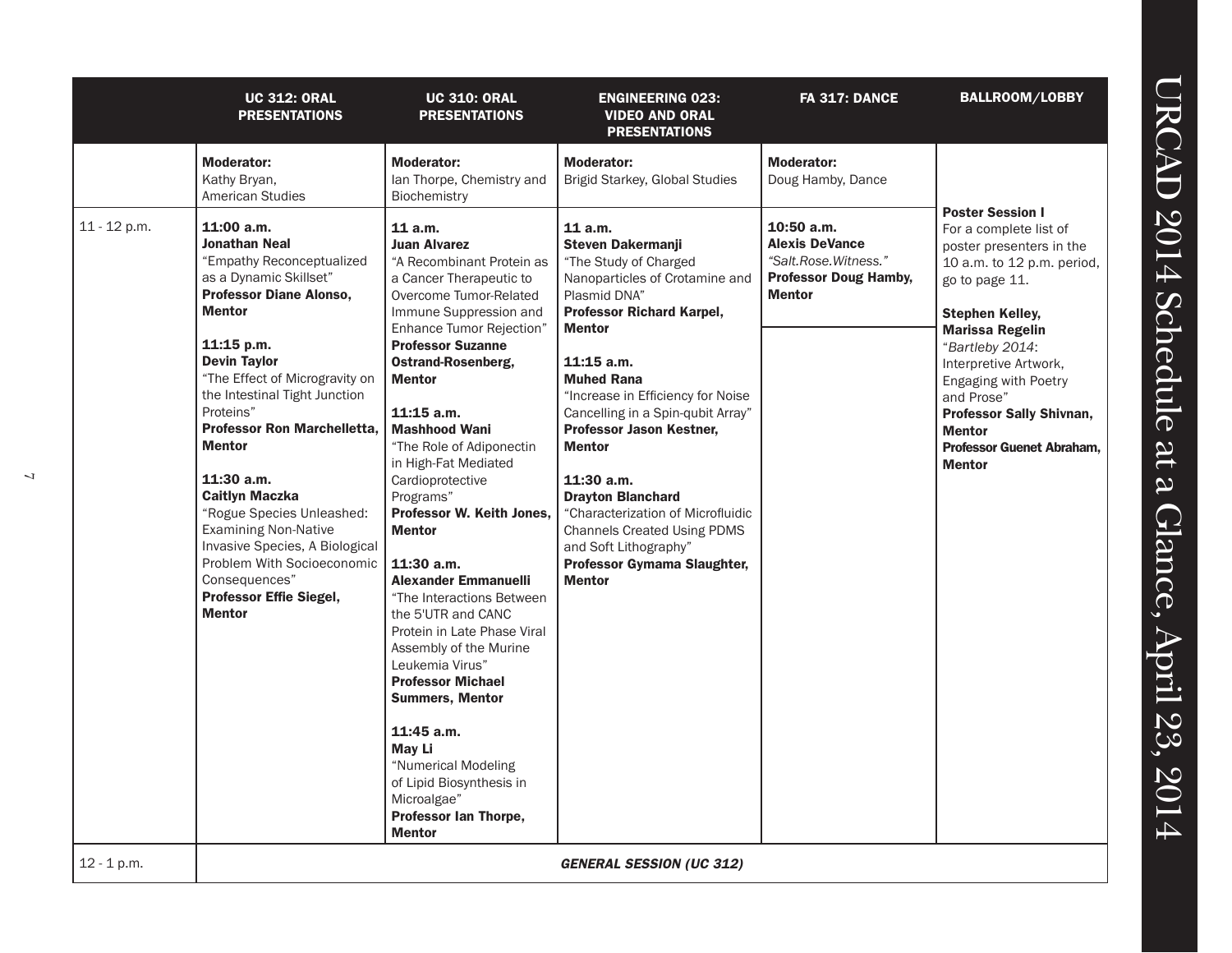# URCAD 2014 Schedule at a Glance, April 23, 2014

| | UC 312: ORAL PRESENTATIONS | UC 310: ORAL PRESENTATIONS | ENGINEERING 023: VIDEO AND ORAL PRESENTATIONS | FA 317: DANCE | BALLROOM/LOBBY |
|---|---|---|---|---|---|
| | **Moderator:** Kathy Bryan, American Studies | **Moderator:** Ian Thorpe, Chemistry and Biochemistry | **Moderator:** Brigid Starkey, Global Studies | **Moderator:** Doug Hamby, Dance | |
| 11 - 12 p.m. | **11:00 a.m.** **Jonathan Neal** "Empathy Reconceptualized as a Dynamic Skillset" **Professor Diane Alonso, Mentor** <br><br> **11:15 p.m.** **Devin Taylor** "The Effect of Microgravity on the Intestinal Tight Junction Proteins" **Professor Ron Marchelletta, Mentor** <br><br> **11:30 a.m.** **Caitlyn Maczka** "Rogue Species Unleashed: Examining Non-Native Invasive Species, A Biological Problem With Socioeconomic Consequences" **Professor Effie Siegel, Mentor** | **11 a.m.** **Juan Alvarez** "A Recombinant Protein as a Cancer Therapeutic to Overcome Tumor-Related Immune Suppression and Enhance Tumor Rejection" **Professor Suzanne Ostrand-Rosenberg, Mentor** <br><br> **11:15 a.m.** **Mashhood Wani** "The Role of Adiponectin in High-Fat Mediated Cardioprotective Programs" **Professor W. Keith Jones, Mentor** <br><br> **11:30 a.m.** **Alexander Emmanuelli** "The Interactions Between the 5'UTR and CANC Protein in Late Phase Viral Assembly of the Murine Leukemia Virus" **Professor Michael Summers, Mentor** <br><br> **11:45 a.m.** **May Li** "Numerical Modeling of Lipid Biosynthesis in Microalgae" **Professor Ian Thorpe, Mentor** | **11 a.m.** **Steven Dakermanji** "The Study of Charged Nanoparticles of Crotamine and Plasmid DNA" **Professor Richard Karpel, Mentor** <br><br> **11:15 a.m.** **Muhed Rana** "Increase in Efficiency for Noise Cancelling in a Spin-qubit Array" **Professor Jason Kestner, Mentor** <br><br> **11:30 a.m.** **Drayton Blanchard** "Characterization of Microfluidic Channels Created Using PDMS and Soft Lithography" **Professor Gymama Slaughter, Mentor** | **10:50 a.m.** **Alexis DeVance** *"Salt.Rose.Witness."* **Professor Doug Hamby, Mentor** | **Poster Session I** For a complete list of poster presenters in the 10 a.m. to 12 p.m. period, go to page 11. <br><br> **Stephen Kelley, Marissa Regelin** "*Bartleby 2014*: Interpretive Artwork, Engaging with Poetry and Prose" **Professor Sally Shivnan, Mentor** **Professor Guenet Abraham, Mentor** |
| 12 - 1 p.m. | ***GENERAL SESSION (UC 312)*** | | | | |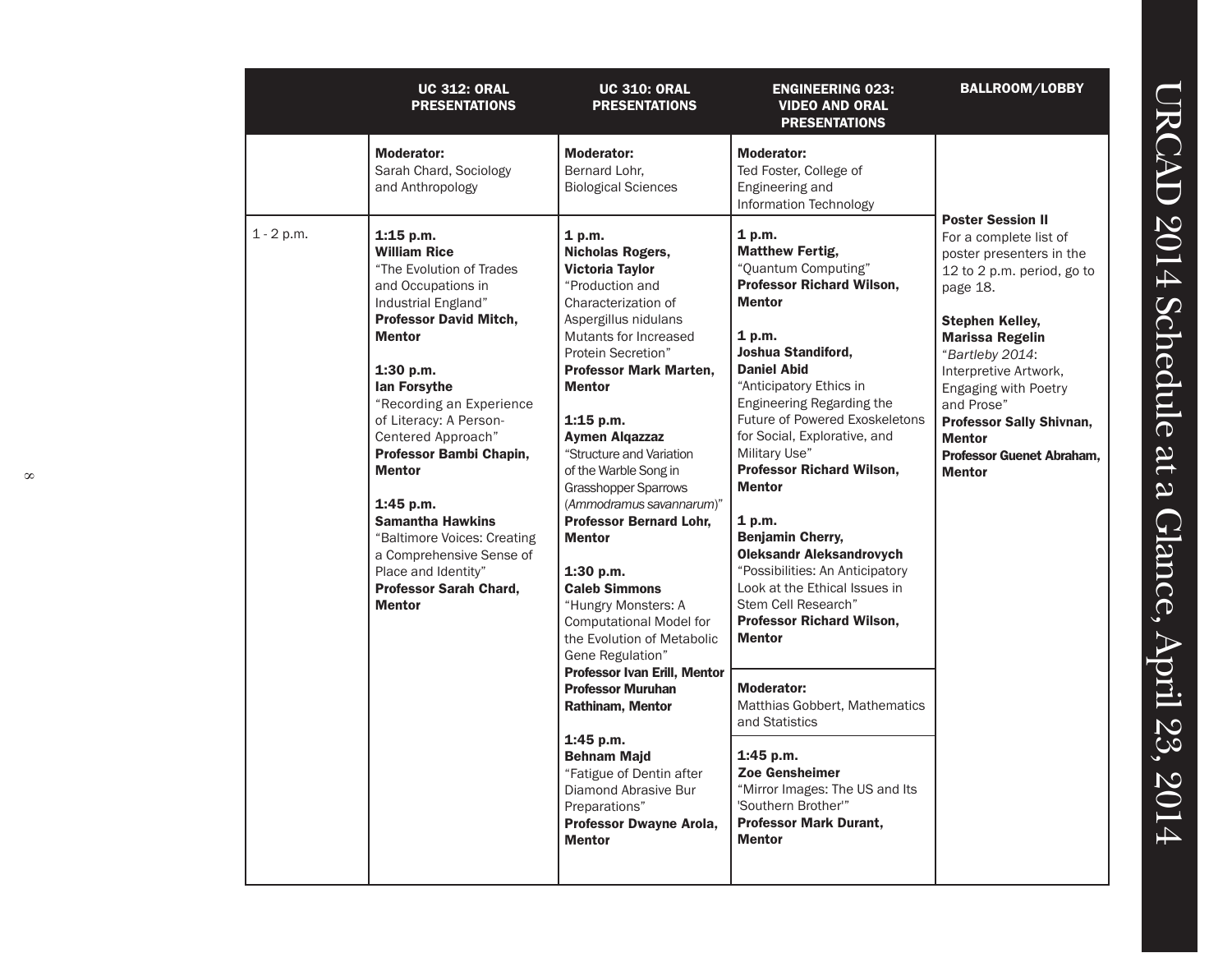# URCAD 2014 Schedule at a Glance, April 23, 2014

| | UC 312: ORAL PRESENTATIONS | UC 310: ORAL PRESENTATIONS | ENGINEERING 023: VIDEO AND ORAL PRESENTATIONS | BALLROOM/LOBBY |
|---|---|---|---|---|
| | **Moderator:** Sarah Chard, Sociology and Anthropology | **Moderator:** Bernard Lohr, Biological Sciences | **Moderator:** Ted Foster, College of Engineering and Information Technology | |
| 1 - 2 p.m. | **1:15 p.m.** **William Rice** "The Evolution of Trades and Occupations in Industrial England" **Professor David Mitch, Mentor**<br><br>**1:30 p.m.** **Ian Forsythe** "Recording an Experience of Literacy: A Person-Centered Approach" **Professor Bambi Chapin, Mentor**<br><br>**1:45 p.m.** **Samantha Hawkins** "Baltimore Voices: Creating a Comprehensive Sense of Place and Identity" **Professor Sarah Chard, Mentor** | **1 p.m.** **Nicholas Rogers, Victoria Taylor** "Production and Characterization of Aspergillus nidulans Mutants for Increased Protein Secretion" **Professor Mark Marten, Mentor**<br><br>**1:15 p.m.** **Aymen Alqazzaz** "Structure and Variation of the Warble Song in Grasshopper Sparrows (*Ammodramus savannarum*)" **Professor Bernard Lohr, Mentor**<br><br>**1:30 p.m.** **Caleb Simmons** "Hungry Monsters: A Computational Model for the Evolution of Metabolic Gene Regulation" **Professor Ivan Erill, Mentor** **Professor Muruhan Rathinam, Mentor**<br><br>**1:45 p.m.** **Behnam Majd** "Fatigue of Dentin after Diamond Abrasive Bur Preparations" **Professor Dwayne Arola, Mentor** | **1 p.m.** **Matthew Fertig,** "Quantum Computing" **Professor Richard Wilson, Mentor**<br><br>**1 p.m.** **Joshua Standiford, Daniel Abid** "Anticipatory Ethics in Engineering Regarding the Future of Powered Exoskeletons for Social, Explorative, and Military Use" **Professor Richard Wilson, Mentor**<br><br>**1 p.m.** **Benjamin Cherry, Oleksandr Aleksandrovych** "Possibilities: An Anticipatory Look at the Ethical Issues in Stem Cell Research" **Professor Richard Wilson, Mentor**<br><br>**Moderator:** Matthias Gobbert, Mathematics and Statistics<br><br>**1:45 p.m.** **Zoe Gensheimer** "Mirror Images: The US and Its 'Southern Brother'" **Professor Mark Durant, Mentor** | **Poster Session II** For a complete list of poster presenters in the 12 to 2 p.m. period, go to page 18.<br><br>**Stephen Kelley, Marissa Regelin** "*Bartleby 2014*: Interpretive Artwork, Engaging with Poetry and Prose" **Professor Sally Shivnan, Mentor** **Professor Guenet Abraham, Mentor** |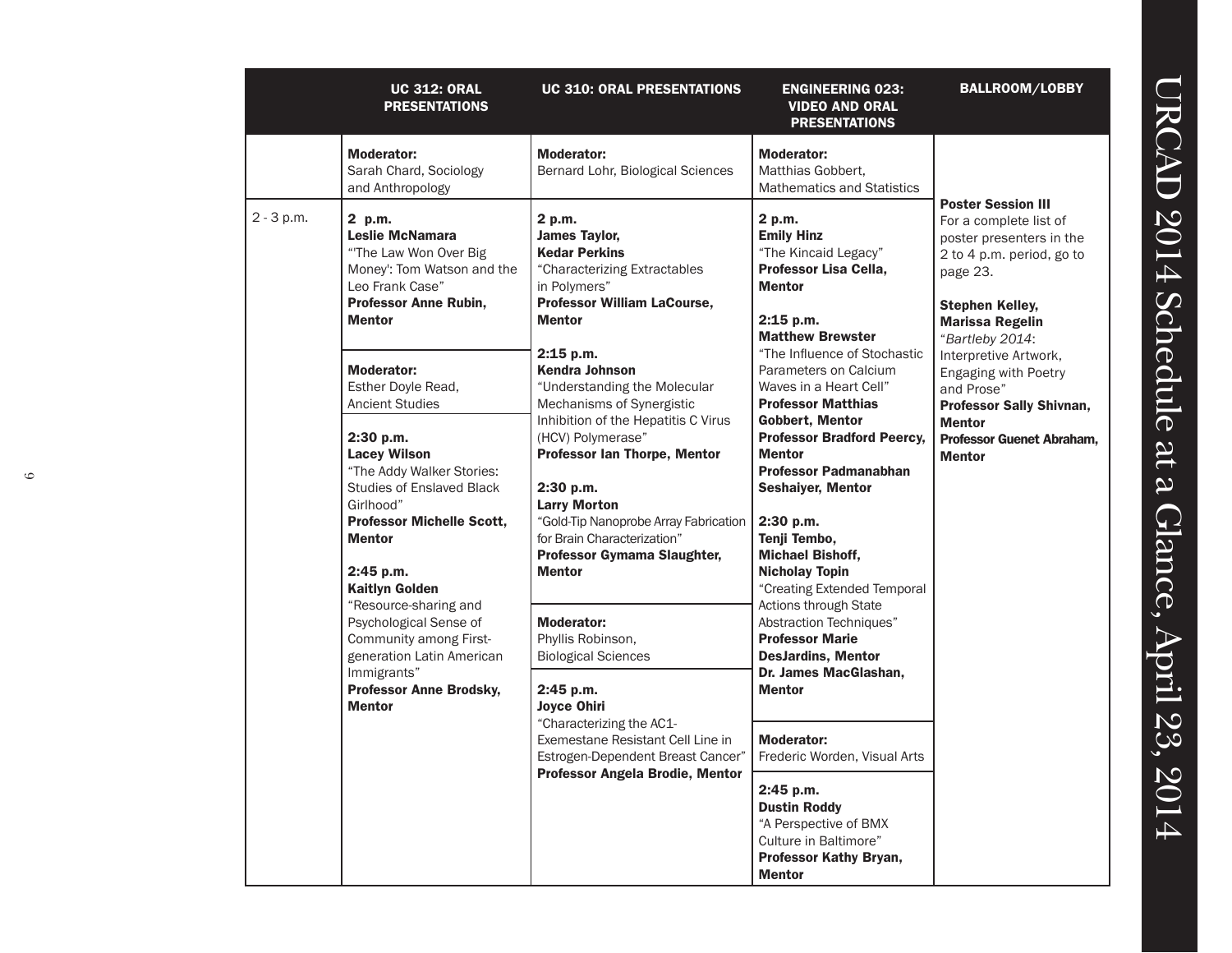# URCAD 2014 Schedule at a Glance, April 23, 2014

| | UC 312: ORAL PRESENTATIONS | UC 310: ORAL PRESENTATIONS | ENGINEERING 023: VIDEO AND ORAL PRESENTATIONS | BALLROOM/LOBBY |
|---|---|---|---|---|
| | **Moderator:** Sarah Chard, Sociology and Anthropology | **Moderator:** Bernard Lohr, Biological Sciences | **Moderator:** Matthias Gobbert, Mathematics and Statistics | |
| 2 - 3 p.m. | **2 p.m.** **Leslie McNamara** "'The Law Won Over Big Money': Tom Watson and the Leo Frank Case" **Professor Anne Rubin, Mentor** <br><br> **Moderator:** Esther Doyle Read, Ancient Studies <br><br> **2:30 p.m.** **Lacey Wilson** "The Addy Walker Stories: Studies of Enslaved Black Girlhood" **Professor Michelle Scott, Mentor** <br><br> **2:45 p.m.** **Kaitlyn Golden** "Resource-sharing and Psychological Sense of Community among First-generation Latin American Immigrants" **Professor Anne Brodsky, Mentor** | **2 p.m.** **James Taylor, Kedar Perkins** "Characterizing Extractables in Polymers" **Professor William LaCourse, Mentor** <br><br> **2:15 p.m.** **Kendra Johnson** "Understanding the Molecular Mechanisms of Synergistic Inhibition of the Hepatitis C Virus (HCV) Polymerase" **Professor Ian Thorpe, Mentor** <br><br> **2:30 p.m.** **Larry Morton** "Gold-Tip Nanoprobe Array Fabrication for Brain Characterization" **Professor Gymama Slaughter, Mentor** <br><br> **Moderator:** Phyllis Robinson, Biological Sciences <br><br> **2:45 p.m.** **Joyce Ohiri** "Characterizing the AC1-Exemestane Resistant Cell Line in Estrogen-Dependent Breast Cancer" **Professor Angela Brodie, Mentor** | **2 p.m.** **Emily Hinz** "The Kincaid Legacy" **Professor Lisa Cella, Mentor** <br><br> **2:15 p.m.** **Matthew Brewster** "The Influence of Stochastic Parameters on Calcium Waves in a Heart Cell" **Professor Matthias Gobbert, Mentor** **Professor Bradford Peercy, Mentor** **Professor Padmanabhan Seshaiyer, Mentor** <br><br> **2:30 p.m.** **Tenji Tembo, Michael Bishoff, Nicholay Topin** "Creating Extended Temporal Actions through State Abstraction Techniques" **Professor Marie DesJardins, Mentor** **Dr. James MacGlashan, Mentor** <br><br> **Moderator:** Frederic Worden, Visual Arts <br><br> **2:45 p.m.** **Dustin Roddy** "A Perspective of BMX Culture in Baltimore" **Professor Kathy Bryan, Mentor** | **Poster Session III** For a complete list of poster presenters in the 2 to 4 p.m. period, go to page 23. <br><br> **Stephen Kelley, Marissa Regelin** "*Bartleby 2014*: Interpretive Artwork, Engaging with Poetry and Prose" **Professor Sally Shivnan, Mentor** **Professor Guenet Abraham, Mentor** |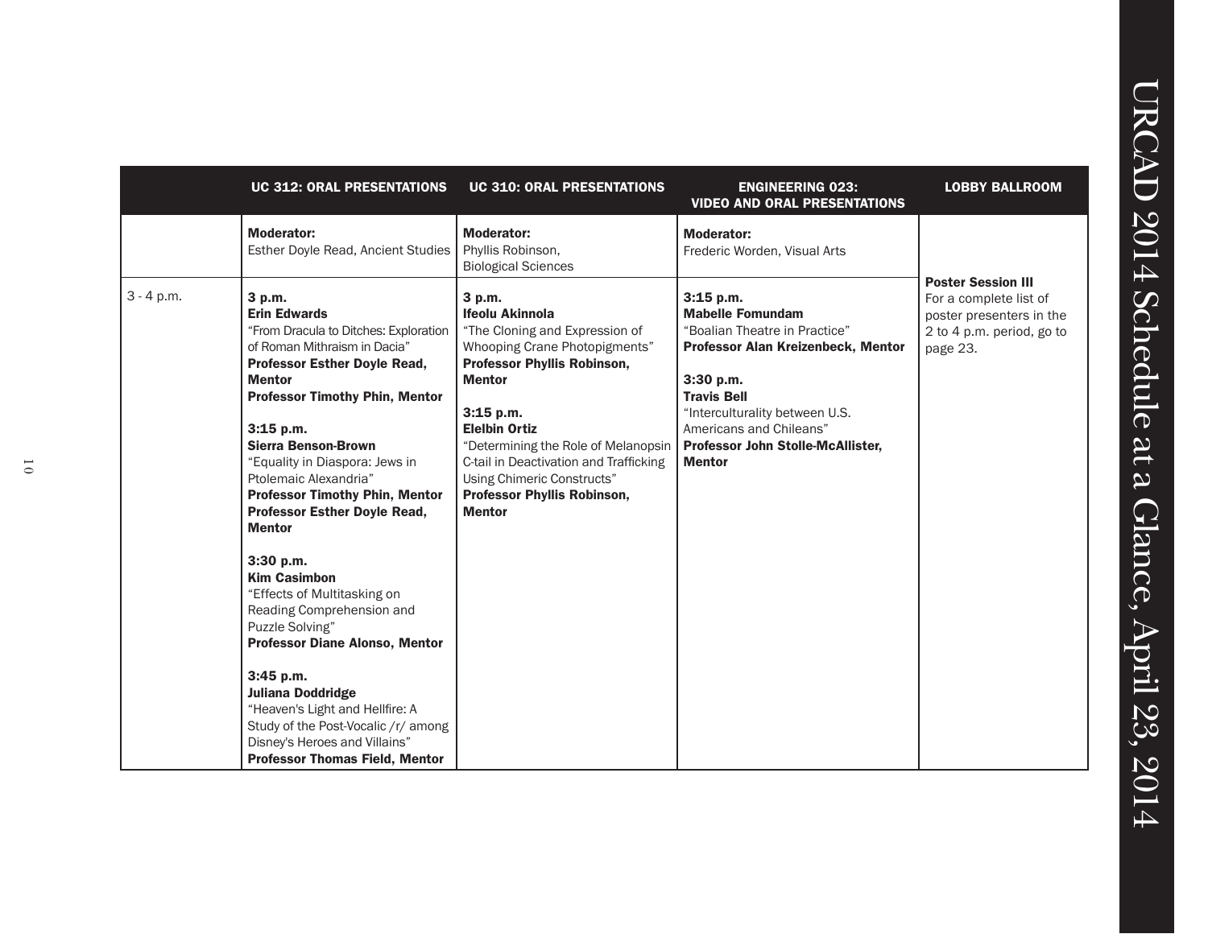| | UC 312: ORAL PRESENTATIONS | UC 310: ORAL PRESENTATIONS | ENGINEERING 023: VIDEO AND ORAL PRESENTATIONS | LOBBY BALLROOM |
|---|---|---|---|---|
| | **Moderator:** Esther Doyle Read, Ancient Studies | **Moderator:** Phyllis Robinson, Biological Sciences | **Moderator:** Frederic Worden, Visual Arts | **Poster Session III** For a complete list of poster presenters in the 2 to 4 p.m. period, go to page 23. |
| 3 - 4 p.m. | **3 p.m.** **Erin Edwards** "From Dracula to Ditches: Exploration of Roman Mithraism in Dacia" **Professor Esther Doyle Read, Mentor** **Professor Timothy Phin, Mentor** <br><br> **3:15 p.m.** **Sierra Benson-Brown** "Equality in Diaspora: Jews in Ptolemaic Alexandria" **Professor Timothy Phin, Mentor** **Professor Esther Doyle Read, Mentor** <br><br> **3:30 p.m.** **Kim Casimbon** "Effects of Multitasking on Reading Comprehension and Puzzle Solving" **Professor Diane Alonso, Mentor** <br><br> **3:45 p.m.** **Juliana Doddridge** "Heaven's Light and Hellfire: A Study of the Post-Vocalic /r/ among Disney's Heroes and Villains" **Professor Thomas Field, Mentor** | **3 p.m.** **Ifeolu Akinnola** "The Cloning and Expression of Whooping Crane Photopigments" **Professor Phyllis Robinson, Mentor** <br><br> **3:15 p.m.** **Elelbin Ortiz** "Determining the Role of Melanopsin C-tail in Deactivation and Trafficking Using Chimeric Constructs" **Professor Phyllis Robinson, Mentor** | **3:15 p.m.** **Mabelle Fomundam** "Boalian Theatre in Practice" **Professor Alan Kreizenbeck, Mentor** <br><br> **3:30 p.m.** **Travis Bell** "Interculturality between U.S. Americans and Chileans" **Professor John Stolle-McAllister, Mentor** | |